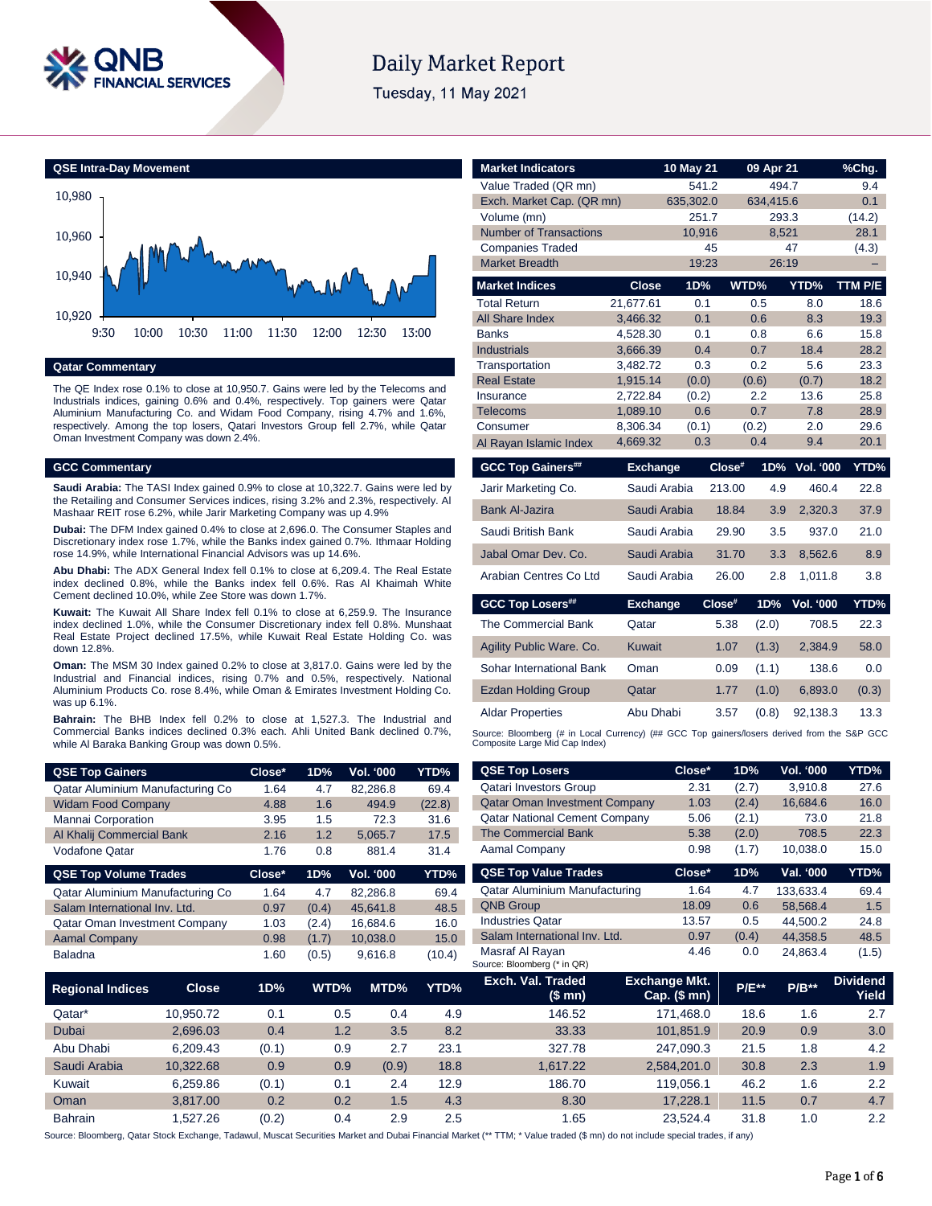# Daily Market Report

Tuesday, 11 May 2021

## QSE Intra-Day Movement

## Qatar Commentary

The QE Index rose 0.1% to close at 10,950.7. Gains were led by the Telecoms and Industrials indices, gaining 0.6% and 0.4%, respectively. Top gainers were Qatar Aluminium Manufacturing Co. and Widam Food Company, rising 4.7% and 1.6%, respectively. Among the top losers, Qatari Investors Group fell 2.7%, while Qatar Oman Investment Company was down 2.4%.

## GCC Commentary

**Saudi Arabia:** The TASI Index gained 0.9% to close at 10,322.7. Gains were led by the Retailing and Consumer Services indices, rising 3.2% and 2.3%, respectively. Al Mashaar REIT rose 6.2%, while Jarir Marketing Company was up 4.9%

**Dubai:** The DFM Index gained 0.4% to close at 2,696.0. The Consumer Staples and Discretionary index rose 1.7%, while the Banks index gained 0.7%. Ithmaar Holding rose 14.9%, while International Financial Advisors was up 14.6%.

**Abu Dhabi:** The ADX General Index fell 0.1% to close at 6,209.4. The Real Estate index declined 0.8%, while the Banks index fell 0.6%. Ras Al Khaimah White Cement declined 10.0%, while Zee Store was down 1.7%.

**Kuwait:** The Kuwait All Share Index fell 0.1% to close at 6,259.9. The Insurance index declined 1.0%, while the Consumer Discretionary index fell 0.8%. Munshaat Real Estate Project declined 17.5%, while Kuwait Real Estate Holding Co. was down 12.8%.

**Oman:** The MSM 30 Index gained 0.2% to close at 3,817.0. Gains were led by the Industrial and Financial indices, rising 0.7% and 0.5%, respectively. National Aluminium Products Co. rose 8.4%, while Oman & Emirates Investment Holding Co. was up 6.1%.

**Bahrain:** The BHB Index fell 0.2% to close at 1,527.3. The Industrial and Commercial Banks indices declined 0.3% each. Ahli United Bank declined 0.7%, while Al Baraka Banking Group was down 0.5%.

| Market Indicators | 10 May 21 | 09 Apr 21 | %Chg. |
|---|---|---|---|
| Value Traded (QR mn) | 541.2 | 494.7 | 9.4 |
| Exch. Market Cap. (QR mn) | 635,302.0 | 634,415.6 | 0.1 |
| Volume (mn) | 251.7 | 293.3 | (14.2) |
| Number of Transactions | 10,916 | 8,521 | 28.1 |
| Companies Traded | 45 | 47 | (4.3) |
| Market Breadth | 19:23 | 26:19 | – |

| Market Indices | Close | 1D% | WTD% | YTD% | TTM P/E |
|---|---|---|---|---|---|
| Total Return | 21,677.61 | 0.1 | 0.5 | 8.0 | 18.6 |
| All Share Index | 3,466.32 | 0.1 | 0.6 | 8.3 | 19.3 |
| Banks | 4,528.30 | 0.1 | 0.8 | 6.6 | 15.8 |
| Industrials | 3,666.39 | 0.4 | 0.7 | 18.4 | 28.2 |
| Transportation | 3,482.72 | 0.3 | 0.2 | 5.6 | 23.3 |
| Real Estate | 1,915.14 | (0.0) | (0.6) | (0.7) | 18.2 |
| Insurance | 2,722.84 | (0.2) | 2.2 | 13.6 | 25.8 |
| Telecoms | 1,089.10 | 0.6 | 0.7 | 7.8 | 28.9 |
| Consumer | 8,306.34 | (0.1) | (0.2) | 2.0 | 29.6 |
| Al Rayan Islamic Index | 4,669.32 | 0.3 | 0.4 | 9.4 | 20.1 |

| GCC Top Gainers## | Exchange | Close# | 1D% | Vol. '000 | YTD% |
|---|---|---|---|---|---|
| Jarir Marketing Co. | Saudi Arabia | 213.00 | 4.9 | 460.4 | 22.8 |
| Bank Al-Jazira | Saudi Arabia | 18.84 | 3.9 | 2,320.3 | 37.9 |
| Saudi British Bank | Saudi Arabia | 29.90 | 3.5 | 937.0 | 21.0 |
| Jabal Omar Dev. Co. | Saudi Arabia | 31.70 | 3.3 | 8,562.6 | 8.9 |
| Arabian Centres Co Ltd | Saudi Arabia | 26.00 | 2.8 | 1,011.8 | 3.8 |

| GCC Top Losers## | Exchange | Close# | 1D% | Vol. '000 | YTD% |
|---|---|---|---|---|---|
| The Commercial Bank | Qatar | 5.38 | (2.0) | 708.5 | 22.3 |
| Agility Public Ware. Co. | Kuwait | 1.07 | (1.3) | 2,384.9 | 58.0 |
| Sohar International Bank | Oman | 0.09 | (1.1) | 138.6 | 0.0 |
| Ezdan Holding Group | Qatar | 1.77 | (1.0) | 6,893.0 | (0.3) |
| Aldar Properties | Abu Dhabi | 3.57 | (0.8) | 92,138.3 | 13.3 |

Source: Bloomberg (# in Local Currency) (## GCC Top gainers/losers derived from the S&P GCC Composite Large Mid Cap Index)

| QSE Top Gainers | Close* | 1D% | Vol. '000 | YTD% |
|---|---|---|---|---|
| Qatar Aluminium Manufacturing Co | 1.64 | 4.7 | 82,286.8 | 69.4 |
| Widam Food Company | 4.88 | 1.6 | 494.9 | (22.8) |
| Mannai Corporation | 3.95 | 1.5 | 72.3 | 31.6 |
| Al Khalij Commercial Bank | 2.16 | 1.2 | 5,065.7 | 17.5 |
| Vodafone Qatar | 1.76 | 0.8 | 881.4 | 31.4 |

| QSE Top Losers | Close* | 1D% | Vol. '000 | YTD% |
|---|---|---|---|---|
| Qatari Investors Group | 2.31 | (2.7) | 3,910.8 | 27.6 |
| Qatar Oman Investment Company | 1.03 | (2.4) | 16,684.6 | 16.0 |
| Qatar National Cement Company | 5.06 | (2.1) | 73.0 | 21.8 |
| The Commercial Bank | 5.38 | (2.0) | 708.5 | 22.3 |
| Aamal Company | 0.98 | (1.7) | 10,038.0 | 15.0 |

| QSE Top Volume Trades | Close* | 1D% | Vol. '000 | YTD% |
|---|---|---|---|---|
| Qatar Aluminium Manufacturing Co | 1.64 | 4.7 | 82,286.8 | 69.4 |
| Salam International Inv. Ltd. | 0.97 | (0.4) | 45,641.8 | 48.5 |
| Qatar Oman Investment Company | 1.03 | (2.4) | 16,684.6 | 16.0 |
| Aamal Company | 0.98 | (1.7) | 10,038.0 | 15.0 |
| Baladna | 1.60 | (0.5) | 9,616.8 | (10.4) |

| QSE Top Value Trades | Close* | 1D% | Val. '000 | YTD% |
|---|---|---|---|---|
| Qatar Aluminium Manufacturing | 1.64 | 4.7 | 133,633.4 | 69.4 |
| QNB Group | 18.09 | 0.6 | 58,568.4 | 1.5 |
| Industries Qatar | 13.57 | 0.5 | 44,500.2 | 24.8 |
| Salam International Inv. Ltd. | 0.97 | (0.4) | 44,358.5 | 48.5 |
| Masraf Al Rayan | 4.46 | 0.0 | 24,863.4 | (1.5) |

Source: Bloomberg (* in QR)

| Regional Indices | Close | 1D% | WTD% | MTD% | YTD% | Exch. Val. Traded ($ mn) | Exchange Mkt. Cap. ($ mn) | P/E** | P/B** | Dividend Yield |
|---|---|---|---|---|---|---|---|---|---|---|
| Qatar* | 10,950.72 | 0.1 | 0.5 | 0.4 | 4.9 | 146.52 | 171,468.0 | 18.6 | 1.6 | 2.7 |
| Dubai | 2,696.03 | 0.4 | 1.2 | 3.5 | 8.2 | 33.33 | 101,851.9 | 20.9 | 0.9 | 3.0 |
| Abu Dhabi | 6,209.43 | (0.1) | 0.9 | 2.7 | 23.1 | 327.78 | 247,090.3 | 21.5 | 1.8 | 4.2 |
| Saudi Arabia | 10,322.68 | 0.9 | 0.9 | (0.9) | 18.8 | 1,617.22 | 2,584,201.0 | 30.8 | 2.3 | 1.9 |
| Kuwait | 6,259.86 | (0.1) | 0.1 | 2.4 | 12.9 | 186.70 | 119,056.1 | 46.2 | 1.6 | 2.2 |
| Oman | 3,817.00 | 0.2 | 0.2 | 1.5 | 4.3 | 8.30 | 17,228.1 | 11.5 | 0.7 | 4.7 |
| Bahrain | 1,527.26 | (0.2) | 0.4 | 2.9 | 2.5 | 1.65 | 23,524.4 | 31.8 | 1.0 | 2.2 |

Source: Bloomberg, Qatar Stock Exchange, Tadawul, Muscat Securities Market and Dubai Financial Market (** TTM; * Value traded ($ mn) do not include special trades, if any)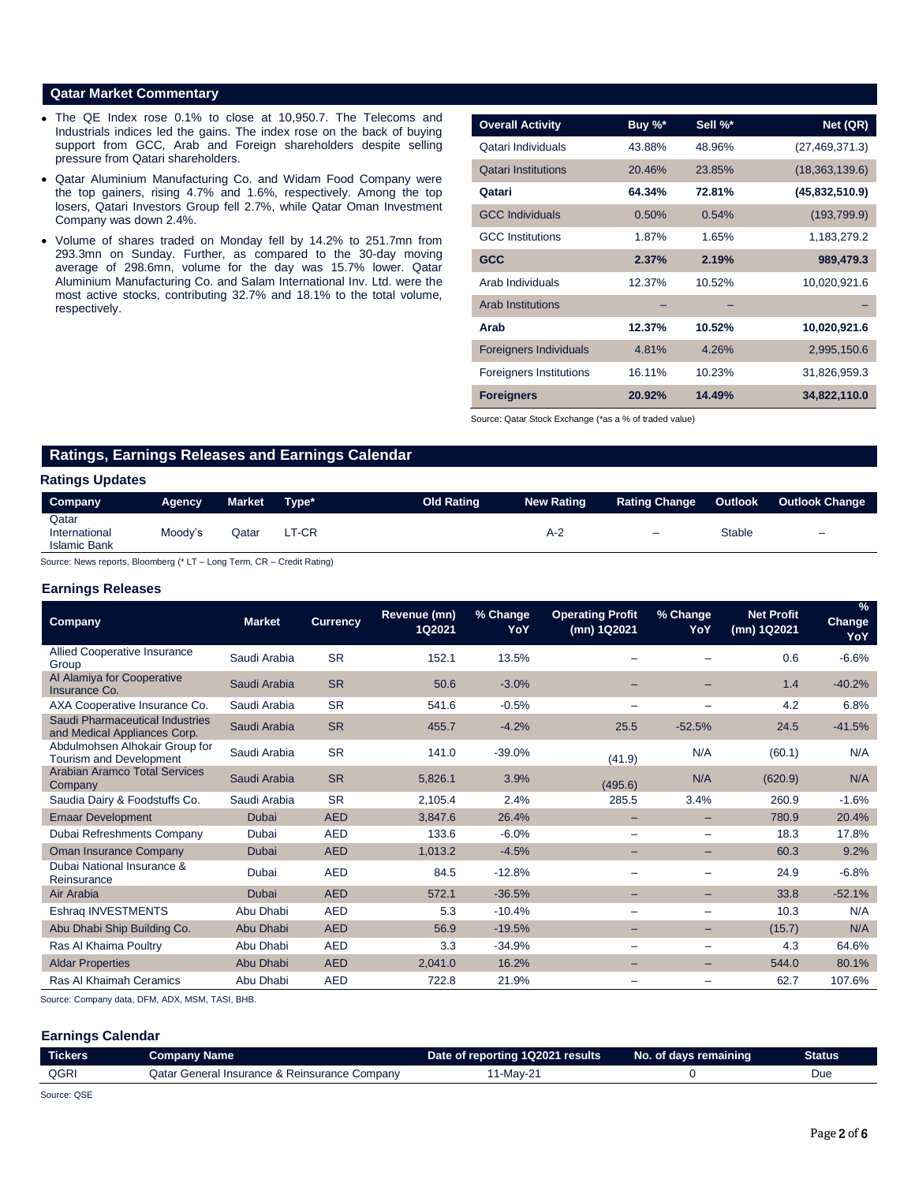## Qatar Market Commentary

- The QE Index rose 0.1% to close at 10,950.7. The Telecoms and Industrials indices led the gains. The index rose on the back of buying support from GCC, Arab and Foreign shareholders despite selling pressure from Qatari shareholders.
- Qatar Aluminium Manufacturing Co. and Widam Food Company were the top gainers, rising 4.7% and 1.6%, respectively. Among the top losers, Qatari Investors Group fell 2.7%, while Qatar Oman Investment Company was down 2.4%.
- Volume of shares traded on Monday fell by 14.2% to 251.7mn from 293.3mn on Sunday. Further, as compared to the 30-day moving average of 298.6mn, volume for the day was 15.7% lower. Qatar Aluminium Manufacturing Co. and Salam International Inv. Ltd. were the most active stocks, contributing 32.7% and 18.1% to the total volume, respectively.

| Overall Activity | Buy %* | Sell %* | Net (QR) |
|---|---|---|---|
| Qatari Individuals | 43.88% | 48.96% | (27,469,371.3) |
| Qatari Institutions | 20.46% | 23.85% | (18,363,139.6) |
| **Qatari** | **64.34%** | **72.81%** | **(45,832,510.9)** |
| GCC Individuals | 0.50% | 0.54% | (193,799.9) |
| GCC Institutions | 1.87% | 1.65% | 1,183,279.2 |
| **GCC** | **2.37%** | **2.19%** | **989,479.3** |
| Arab Individuals | 12.37% | 10.52% | 10,020,921.6 |
| Arab Institutions | – | – | – |
| **Arab** | **12.37%** | **10.52%** | **10,020,921.6** |
| Foreigners Individuals | 4.81% | 4.26% | 2,995,150.6 |
| Foreigners Institutions | 16.11% | 10.23% | 31,826,959.3 |
| **Foreigners** | **20.92%** | **14.49%** | **34,822,110.0** |

Source: Qatar Stock Exchange (*as a % of traded value)

## Ratings, Earnings Releases and Earnings Calendar

### Ratings Updates

| Company | Agency | Market | Type* | Old Rating | New Rating | Rating Change | Outlook | Outlook Change |
|---|---|---|---|---|---|---|---|---|
| Qatar International Islamic Bank | Moody's | Qatar | LT-CR | | A-2 | – | Stable | – |

Source: News reports, Bloomberg (* LT – Long Term, CR – Credit Rating)

### Earnings Releases

| Company | Market | Currency | Revenue (mn) 1Q2021 | % Change YoY | Operating Profit (mn) 1Q2021 | % Change YoY | Net Profit (mn) 1Q2021 | % Change YoY |
|---|---|---|---|---|---|---|---|---|
| Allied Cooperative Insurance Group | Saudi Arabia | SR | 152.1 | 13.5% | – | – | 0.6 | -6.6% |
| Al Alamiya for Cooperative Insurance Co. | Saudi Arabia | SR | 50.6 | -3.0% | – | – | 1.4 | -40.2% |
| AXA Cooperative Insurance Co. | Saudi Arabia | SR | 541.6 | -0.5% | – | – | 4.2 | 6.8% |
| Saudi Pharmaceutical Industries and Medical Appliances Corp. | Saudi Arabia | SR | 455.7 | -4.2% | 25.5 | -52.5% | 24.5 | -41.5% |
| Abdulmohsen Alhokair Group for Tourism and Development | Saudi Arabia | SR | 141.0 | -39.0% | (41.9) | N/A | (60.1) | N/A |
| Arabian Aramco Total Services Company | Saudi Arabia | SR | 5,826.1 | 3.9% | (495.6) | N/A | (620.9) | N/A |
| Saudia Dairy & Foodstuffs Co. | Saudi Arabia | SR | 2,105.4 | 2.4% | 285.5 | 3.4% | 260.9 | -1.6% |
| Emaar Development | Dubai | AED | 3,847.6 | 26.4% | – | – | 780.9 | 20.4% |
| Dubai Refreshments Company | Dubai | AED | 133.6 | -6.0% | – | – | 18.3 | 17.8% |
| Oman Insurance Company | Dubai | AED | 1,013.2 | -4.5% | – | – | 60.3 | 9.2% |
| Dubai National Insurance & Reinsurance | Dubai | AED | 84.5 | -12.8% | – | – | 24.9 | -6.8% |
| Air Arabia | Dubai | AED | 572.1 | -36.5% | – | – | 33.8 | -52.1% |
| Eshraq INVESTMENTS | Abu Dhabi | AED | 5.3 | -10.4% | – | – | 10.3 | N/A |
| Abu Dhabi Ship Building Co. | Abu Dhabi | AED | 56.9 | -19.5% | – | – | (15.7) | N/A |
| Ras Al Khaima Poultry | Abu Dhabi | AED | 3.3 | -34.9% | – | – | 4.3 | 64.6% |
| Aldar Properties | Abu Dhabi | AED | 2,041.0 | 16.2% | – | – | 544.0 | 80.1% |
| Ras Al Khaimah Ceramics | Abu Dhabi | AED | 722.8 | 21.9% | – | – | 62.7 | 107.6% |

Source: Company data, DFM, ADX, MSM, TASI, BHB.

### Earnings Calendar

| Tickers | Company Name | Date of reporting 1Q2021 results | No. of days remaining | Status |
|---|---|---|---|---|
| QGRI | Qatar General Insurance & Reinsurance Company | 11-May-21 | 0 | Due |

Source: QSE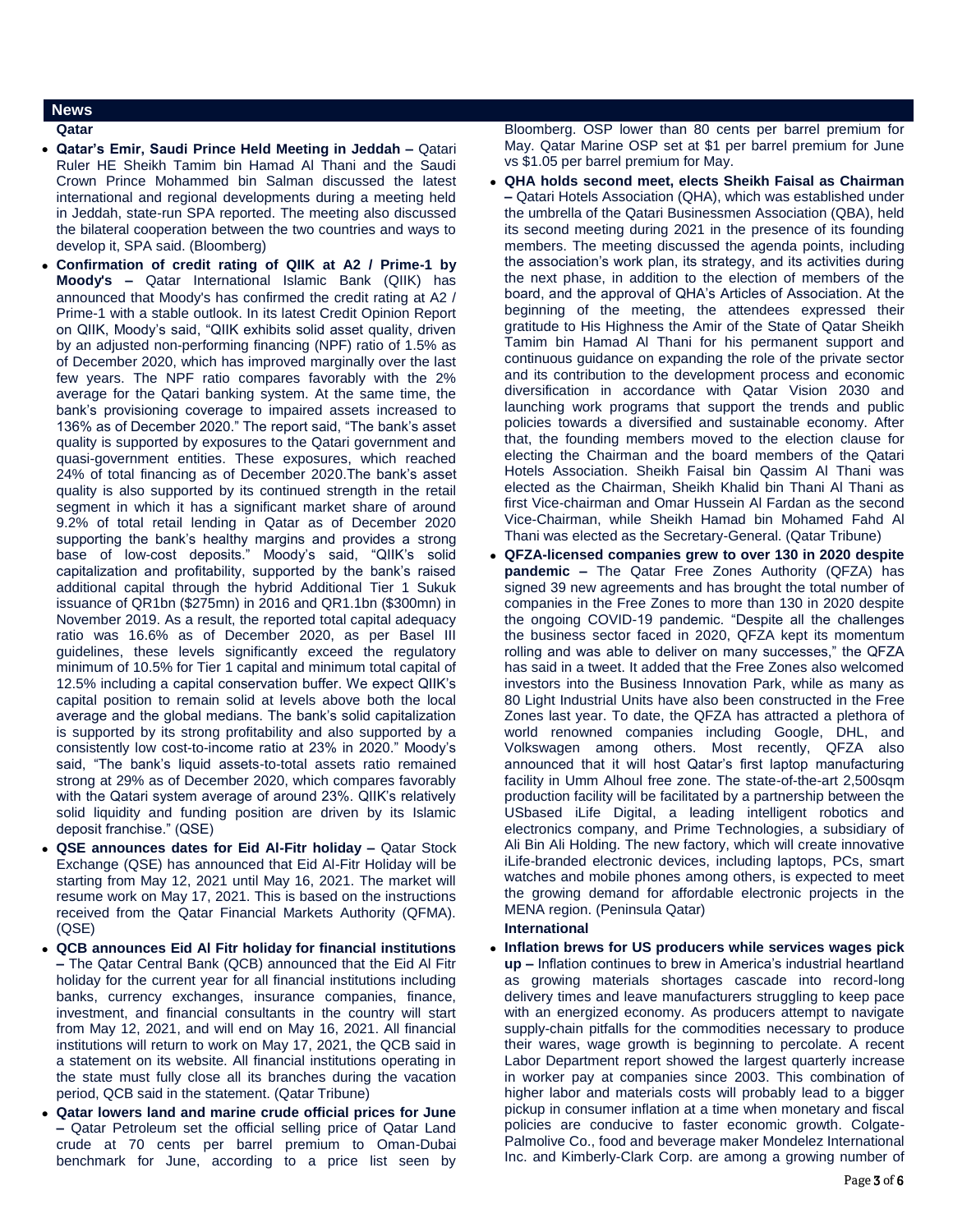## News

### Qatar

- **Qatar's Emir, Saudi Prince Held Meeting in Jeddah –** Qatari Ruler HE Sheikh Tamim bin Hamad Al Thani and the Saudi Crown Prince Mohammed bin Salman discussed the latest international and regional developments during a meeting held in Jeddah, state-run SPA reported. The meeting also discussed the bilateral cooperation between the two countries and ways to develop it, SPA said. (Bloomberg)
- **Confirmation of credit rating of QIIK at A2 / Prime-1 by Moody's –** Qatar International Islamic Bank (QIIK) has announced that Moody's has confirmed the credit rating at A2 / Prime-1 with a stable outlook. In its latest Credit Opinion Report on QIIK, Moody's said, "QIIK exhibits solid asset quality, driven by an adjusted non-performing financing (NPF) ratio of 1.5% as of December 2020, which has improved marginally over the last few years. The NPF ratio compares favorably with the 2% average for the Qatari banking system. At the same time, the bank's provisioning coverage to impaired assets increased to 136% as of December 2020." The report said, "The bank's asset quality is supported by exposures to the Qatari government and quasi-government entities. These exposures, which reached 24% of total financing as of December 2020.The bank's asset quality is also supported by its continued strength in the retail segment in which it has a significant market share of around 9.2% of total retail lending in Qatar as of December 2020 supporting the bank's healthy margins and provides a strong base of low-cost deposits." Moody's said, "QIIK's solid capitalization and profitability, supported by the bank's raised additional capital through the hybrid Additional Tier 1 Sukuk issuance of QR1bn ($275mn) in 2016 and QR1.1bn ($300mn) in November 2019. As a result, the reported total capital adequacy ratio was 16.6% as of December 2020, as per Basel III guidelines, these levels significantly exceed the regulatory minimum of 10.5% for Tier 1 capital and minimum total capital of 12.5% including a capital conservation buffer. We expect QIIK's capital position to remain solid at levels above both the local average and the global medians. The bank's solid capitalization is supported by its strong profitability and also supported by a consistently low cost-to-income ratio at 23% in 2020." Moody's said, "The bank's liquid assets-to-total assets ratio remained strong at 29% as of December 2020, which compares favorably with the Qatari system average of around 23%. QIIK's relatively solid liquidity and funding position are driven by its Islamic deposit franchise." (QSE)
- **QSE announces dates for Eid Al-Fitr holiday –** Qatar Stock Exchange (QSE) has announced that Eid Al-Fitr Holiday will be starting from May 12, 2021 until May 16, 2021. The market will resume work on May 17, 2021. This is based on the instructions received from the Qatar Financial Markets Authority (QFMA). (QSE)
- **QCB announces Eid Al Fitr holiday for financial institutions –** The Qatar Central Bank (QCB) announced that the Eid Al Fitr holiday for the current year for all financial institutions including banks, currency exchanges, insurance companies, finance, investment, and financial consultants in the country will start from May 12, 2021, and will end on May 16, 2021. All financial institutions will return to work on May 17, 2021, the QCB said in a statement on its website. All financial institutions operating in the state must fully close all its branches during the vacation period, QCB said in the statement. (Qatar Tribune)
- **Qatar lowers land and marine crude official prices for June –** Qatar Petroleum set the official selling price of Qatar Land crude at 70 cents per barrel premium to Oman-Dubai benchmark for June, according to a price list seen by Bloomberg. OSP lower than 80 cents per barrel premium for May. Qatar Marine OSP set at $1 per barrel premium for June vs $1.05 per barrel premium for May.
- **QHA holds second meet, elects Sheikh Faisal as Chairman –** Qatari Hotels Association (QHA), which was established under the umbrella of the Qatari Businessmen Association (QBA), held its second meeting during 2021 in the presence of its founding members. The meeting discussed the agenda points, including the association's work plan, its strategy, and its activities during the next phase, in addition to the election of members of the board, and the approval of QHA's Articles of Association. At the beginning of the meeting, the attendees expressed their gratitude to His Highness the Amir of the State of Qatar Sheikh Tamim bin Hamad Al Thani for his permanent support and continuous guidance on expanding the role of the private sector and its contribution to the development process and economic diversification in accordance with Qatar Vision 2030 and launching work programs that support the trends and public policies towards a diversified and sustainable economy. After that, the founding members moved to the election clause for electing the Chairman and the board members of the Qatari Hotels Association. Sheikh Faisal bin Qassim Al Thani was elected as the Chairman, Sheikh Khalid bin Thani Al Thani as first Vice-chairman and Omar Hussein Al Fardan as the second Vice-Chairman, while Sheikh Hamad bin Mohamed Fahd Al Thani was elected as the Secretary-General. (Qatar Tribune)
- **QFZA-licensed companies grew to over 130 in 2020 despite pandemic –** The Qatar Free Zones Authority (QFZA) has signed 39 new agreements and has brought the total number of companies in the Free Zones to more than 130 in 2020 despite the ongoing COVID-19 pandemic. "Despite all the challenges the business sector faced in 2020, QFZA kept its momentum rolling and was able to deliver on many successes," the QFZA has said in a tweet. It added that the Free Zones also welcomed investors into the Business Innovation Park, while as many as 80 Light Industrial Units have also been constructed in the Free Zones last year. To date, the QFZA has attracted a plethora of world renowned companies including Google, DHL, and Volkswagen among others. Most recently, QFZA also announced that it will host Qatar's first laptop manufacturing facility in Umm Alhoul free zone. The state-of-the-art 2,500sqm production facility will be facilitated by a partnership between the USbased iLife Digital, a leading intelligent robotics and electronics company, and Prime Technologies, a subsidiary of Ali Bin Ali Holding. The new factory, which will create innovative iLife-branded electronic devices, including laptops, PCs, smart watches and mobile phones among others, is expected to meet the growing demand for affordable electronic projects in the MENA region. (Peninsula Qatar)

### International

- **Inflation brews for US producers while services wages pick up –** Inflation continues to brew in America's industrial heartland as growing materials shortages cascade into record-long delivery times and leave manufacturers struggling to keep pace with an energized economy. As producers attempt to navigate supply-chain pitfalls for the commodities necessary to produce their wares, wage growth is beginning to percolate. A recent Labor Department report showed the largest quarterly increase in worker pay at companies since 2003. This combination of higher labor and materials costs will probably lead to a bigger pickup in consumer inflation at a time when monetary and fiscal policies are conducive to faster economic growth. Colgate-Palmolive Co., food and beverage maker Mondelez International Inc. and Kimberly-Clark Corp. are among a growing number of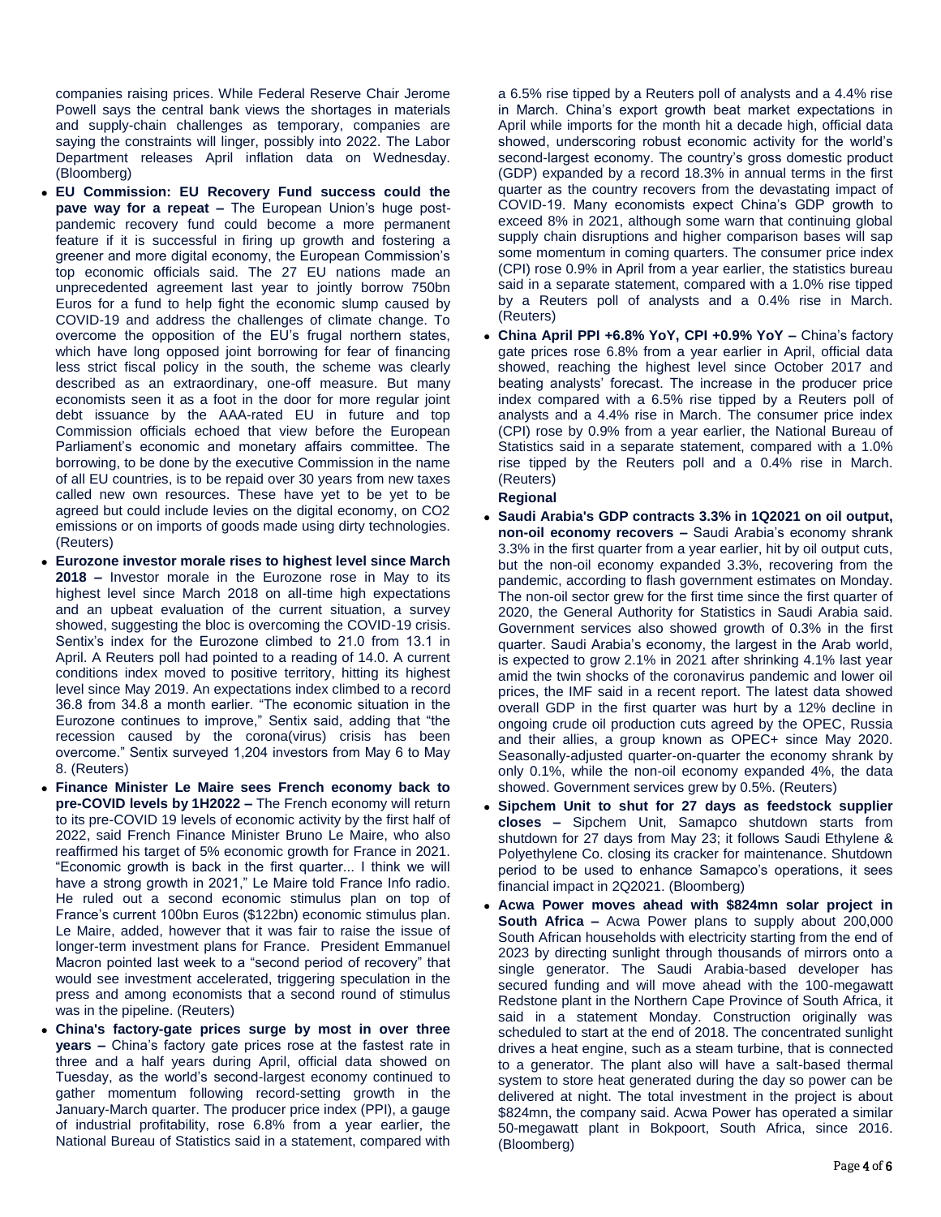companies raising prices. While Federal Reserve Chair Jerome Powell says the central bank views the shortages in materials and supply-chain challenges as temporary, companies are saying the constraints will linger, possibly into 2022. The Labor Department releases April inflation data on Wednesday. (Bloomberg)

- **EU Commission: EU Recovery Fund success could the pave way for a repeat –** The European Union's huge post-pandemic recovery fund could become a more permanent feature if it is successful in firing up growth and fostering a greener and more digital economy, the European Commission's top economic officials said. The 27 EU nations made an unprecedented agreement last year to jointly borrow 750bn Euros for a fund to help fight the economic slump caused by COVID-19 and address the challenges of climate change. To overcome the opposition of the EU's frugal northern states, which have long opposed joint borrowing for fear of financing less strict fiscal policy in the south, the scheme was clearly described as an extraordinary, one-off measure. But many economists seen it as a foot in the door for more regular joint debt issuance by the AAA-rated EU in future and top Commission officials echoed that view before the European Parliament's economic and monetary affairs committee. The borrowing, to be done by the executive Commission in the name of all EU countries, is to be repaid over 30 years from new taxes called new own resources. These have yet to be yet to be agreed but could include levies on the digital economy, on CO2 emissions or on imports of goods made using dirty technologies. (Reuters)
- **Eurozone investor morale rises to highest level since March 2018 –** Investor morale in the Eurozone rose in May to its highest level since March 2018 on all-time high expectations and an upbeat evaluation of the current situation, a survey showed, suggesting the bloc is overcoming the COVID-19 crisis. Sentix's index for the Eurozone climbed to 21.0 from 13.1 in April. A Reuters poll had pointed to a reading of 14.0. A current conditions index moved to positive territory, hitting its highest level since May 2019. An expectations index climbed to a record 36.8 from 34.8 a month earlier. "The economic situation in the Eurozone continues to improve," Sentix said, adding that "the recession caused by the corona(virus) crisis has been overcome." Sentix surveyed 1,204 investors from May 6 to May 8. (Reuters)
- **Finance Minister Le Maire sees French economy back to pre-COVID levels by 1H2022 –** The French economy will return to its pre-COVID 19 levels of economic activity by the first half of 2022, said French Finance Minister Bruno Le Maire, who also reaffirmed his target of 5% economic growth for France in 2021. "Economic growth is back in the first quarter... I think we will have a strong growth in 2021," Le Maire told France Info radio. He ruled out a second economic stimulus plan on top of France's current 100bn Euros ($122bn) economic stimulus plan. Le Maire, added, however that it was fair to raise the issue of longer-term investment plans for France. President Emmanuel Macron pointed last week to a "second period of recovery" that would see investment accelerated, triggering speculation in the press and among economists that a second round of stimulus was in the pipeline. (Reuters)
- **China's factory-gate prices surge by most in over three years –** China's factory gate prices rose at the fastest rate in three and a half years during April, official data showed on Tuesday, as the world's second-largest economy continued to gather momentum following record-setting growth in the January-March quarter. The producer price index (PPI), a gauge of industrial profitability, rose 6.8% from a year earlier, the National Bureau of Statistics said in a statement, compared with a 6.5% rise tipped by a Reuters poll of analysts and a 4.4% rise in March. China's export growth beat market expectations in April while imports for the month hit a decade high, official data showed, underscoring robust economic activity for the world's second-largest economy. The country's gross domestic product (GDP) expanded by a record 18.3% in annual terms in the first quarter as the country recovers from the devastating impact of COVID-19. Many economists expect China's GDP growth to exceed 8% in 2021, although some warn that continuing global supply chain disruptions and higher comparison bases will sap some momentum in coming quarters. The consumer price index (CPI) rose 0.9% in April from a year earlier, the statistics bureau said in a separate statement, compared with a 1.0% rise tipped by a Reuters poll of analysts and a 0.4% rise in March. (Reuters)
- **China April PPI +6.8% YoY, CPI +0.9% YoY –** China's factory gate prices rose 6.8% from a year earlier in April, official data showed, reaching the highest level since October 2017 and beating analysts' forecast. The increase in the producer price index compared with a 6.5% rise tipped by a Reuters poll of analysts and a 4.4% rise in March. The consumer price index (CPI) rose by 0.9% from a year earlier, the National Bureau of Statistics said in a separate statement, compared with a 1.0% rise tipped by the Reuters poll and a 0.4% rise in March. (Reuters)

**Regional**

- **Saudi Arabia's GDP contracts 3.3% in 1Q2021 on oil output, non-oil economy recovers –** Saudi Arabia's economy shrank 3.3% in the first quarter from a year earlier, hit by oil output cuts, but the non-oil economy expanded 3.3%, recovering from the pandemic, according to flash government estimates on Monday. The non-oil sector grew for the first time since the first quarter of 2020, the General Authority for Statistics in Saudi Arabia said. Government services also showed growth of 0.3% in the first quarter. Saudi Arabia's economy, the largest in the Arab world, is expected to grow 2.1% in 2021 after shrinking 4.1% last year amid the twin shocks of the coronavirus pandemic and lower oil prices, the IMF said in a recent report. The latest data showed overall GDP in the first quarter was hurt by a 12% decline in ongoing crude oil production cuts agreed by the OPEC, Russia and their allies, a group known as OPEC+ since May 2020. Seasonally-adjusted quarter-on-quarter the economy shrank by only 0.1%, while the non-oil economy expanded 4%, the data showed. Government services grew by 0.5%. (Reuters)
- **Sipchem Unit to shut for 27 days as feedstock supplier closes –** Sipchem Unit, Samapco shutdown starts from shutdown for 27 days from May 23; it follows Saudi Ethylene & Polyethylene Co. closing its cracker for maintenance. Shutdown period to be used to enhance Samapco's operations, it sees financial impact in 2Q2021. (Bloomberg)
- **Acwa Power moves ahead with $824mn solar project in South Africa –** Acwa Power plans to supply about 200,000 South African households with electricity starting from the end of 2023 by directing sunlight through thousands of mirrors onto a single generator. The Saudi Arabia-based developer has secured funding and will move ahead with the 100-megawatt Redstone plant in the Northern Cape Province of South Africa, it said in a statement Monday. Construction originally was scheduled to start at the end of 2018. The concentrated sunlight drives a heat engine, such as a steam turbine, that is connected to a generator. The plant also will have a salt-based thermal system to store heat generated during the day so power can be delivered at night. The total investment in the project is about $824mn, the company said. Acwa Power has operated a similar 50-megawatt plant in Bokpoort, South Africa, since 2016. (Bloomberg)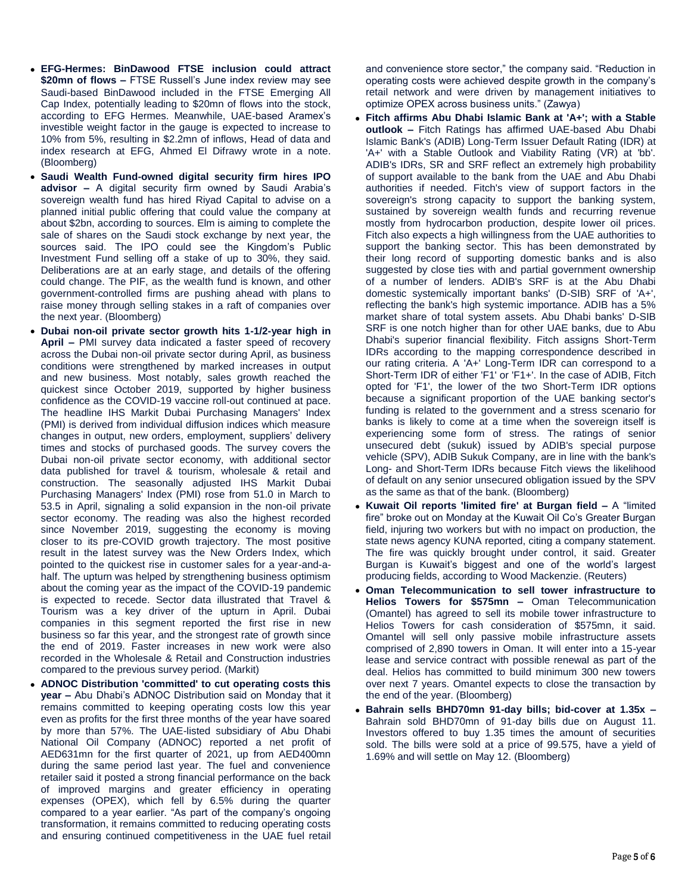- **EFG-Hermes: BinDawood FTSE inclusion could attract $20mn of flows –** FTSE Russell's June index review may see Saudi-based BinDawood included in the FTSE Emerging All Cap Index, potentially leading to $20mn of flows into the stock, according to EFG Hermes. Meanwhile, UAE-based Aramex's investible weight factor in the gauge is expected to increase to 10% from 5%, resulting in $2.2mn of inflows, Head of data and index research at EFG, Ahmed El Difrawy wrote in a note. (Bloomberg)
- **Saudi Wealth Fund-owned digital security firm hires IPO advisor –** A digital security firm owned by Saudi Arabia's sovereign wealth fund has hired Riyad Capital to advise on a planned initial public offering that could value the company at about $2bn, according to sources. Elm is aiming to complete the sale of shares on the Saudi stock exchange by next year, the sources said. The IPO could see the Kingdom's Public Investment Fund selling off a stake of up to 30%, they said. Deliberations are at an early stage, and details of the offering could change. The PIF, as the wealth fund is known, and other government-controlled firms are pushing ahead with plans to raise money through selling stakes in a raft of companies over the next year. (Bloomberg)
- **Dubai non-oil private sector growth hits 1-1/2-year high in April –** PMI survey data indicated a faster speed of recovery across the Dubai non-oil private sector during April, as business conditions were strengthened by marked increases in output and new business. Most notably, sales growth reached the quickest since October 2019, supported by higher business confidence as the COVID-19 vaccine roll-out continued at pace. The headline IHS Markit Dubai Purchasing Managers' Index (PMI) is derived from individual diffusion indices which measure changes in output, new orders, employment, suppliers' delivery times and stocks of purchased goods. The survey covers the Dubai non-oil private sector economy, with additional sector data published for travel & tourism, wholesale & retail and construction. The seasonally adjusted IHS Markit Dubai Purchasing Managers' Index (PMI) rose from 51.0 in March to 53.5 in April, signaling a solid expansion in the non-oil private sector economy. The reading was also the highest recorded since November 2019, suggesting the economy is moving closer to its pre-COVID growth trajectory. The most positive result in the latest survey was the New Orders Index, which pointed to the quickest rise in customer sales for a year-and-a-half. The upturn was helped by strengthening business optimism about the coming year as the impact of the COVID-19 pandemic is expected to recede. Sector data illustrated that Travel & Tourism was a key driver of the upturn in April. Dubai companies in this segment reported the first rise in new business so far this year, and the strongest rate of growth since the end of 2019. Faster increases in new work were also recorded in the Wholesale & Retail and Construction industries compared to the previous survey period. (Markit)
- **ADNOC Distribution 'committed' to cut operating costs this year –** Abu Dhabi's ADNOC Distribution said on Monday that it remains committed to keeping operating costs low this year even as profits for the first three months of the year have soared by more than 57%. The UAE-listed subsidiary of Abu Dhabi National Oil Company (ADNOC) reported a net profit of AED631mn for the first quarter of 2021, up from AED400mn during the same period last year. The fuel and convenience retailer said it posted a strong financial performance on the back of improved margins and greater efficiency in operating expenses (OPEX), which fell by 6.5% during the quarter compared to a year earlier. "As part of the company's ongoing transformation, it remains committed to reducing operating costs and ensuring continued competitiveness in the UAE fuel retail and convenience store sector," the company said. "Reduction in operating costs were achieved despite growth in the company's retail network and were driven by management initiatives to optimize OPEX across business units." (Zawya)
- **Fitch affirms Abu Dhabi Islamic Bank at 'A+'; with a Stable outlook –** Fitch Ratings has affirmed UAE-based Abu Dhabi Islamic Bank's (ADIB) Long-Term Issuer Default Rating (IDR) at 'A+' with a Stable Outlook and Viability Rating (VR) at 'bb'. ADIB's IDRs, SR and SRF reflect an extremely high probability of support available to the bank from the UAE and Abu Dhabi authorities if needed. Fitch's view of support factors in the sovereign's strong capacity to support the banking system, sustained by sovereign wealth funds and recurring revenue mostly from hydrocarbon production, despite lower oil prices. Fitch also expects a high willingness from the UAE authorities to support the banking sector. This has been demonstrated by their long record of supporting domestic banks and is also suggested by close ties with and partial government ownership of a number of lenders. ADIB's SRF is at the Abu Dhabi domestic systemically important banks' (D-SIB) SRF of 'A+', reflecting the bank's high systemic importance. ADIB has a 5% market share of total system assets. Abu Dhabi banks' D-SIB SRF is one notch higher than for other UAE banks, due to Abu Dhabi's superior financial flexibility. Fitch assigns Short-Term IDRs according to the mapping correspondence described in our rating criteria. A 'A+' Long-Term IDR can correspond to a Short-Term IDR of either 'F1' or 'F1+'. In the case of ADIB, Fitch opted for 'F1', the lower of the two Short-Term IDR options because a significant proportion of the UAE banking sector's funding is related to the government and a stress scenario for banks is likely to come at a time when the sovereign itself is experiencing some form of stress. The ratings of senior unsecured debt (sukuk) issued by ADIB's special purpose vehicle (SPV), ADIB Sukuk Company, are in line with the bank's Long- and Short-Term IDRs because Fitch views the likelihood of default on any senior unsecured obligation issued by the SPV as the same as that of the bank. (Bloomberg)
- **Kuwait Oil reports 'limited fire' at Burgan field –** A "limited fire" broke out on Monday at the Kuwait Oil Co's Greater Burgan field, injuring two workers but with no impact on production, the state news agency KUNA reported, citing a company statement. The fire was quickly brought under control, it said. Greater Burgan is Kuwait's biggest and one of the world's largest producing fields, according to Wood Mackenzie. (Reuters)
- **Oman Telecommunication to sell tower infrastructure to Helios Towers for $575mn –** Oman Telecommunication (Omantel) has agreed to sell its mobile tower infrastructure to Helios Towers for cash consideration of $575mn, it said. Omantel will sell only passive mobile infrastructure assets comprised of 2,890 towers in Oman. It will enter into a 15-year lease and service contract with possible renewal as part of the deal. Helios has committed to build minimum 300 new towers over next 7 years. Omantel expects to close the transaction by the end of the year. (Bloomberg)
- **Bahrain sells BHD70mn 91-day bills; bid-cover at 1.35x –** Bahrain sold BHD70mn of 91-day bills due on August 11. Investors offered to buy 1.35 times the amount of securities sold. The bills were sold at a price of 99.575, have a yield of 1.69% and will settle on May 12. (Bloomberg)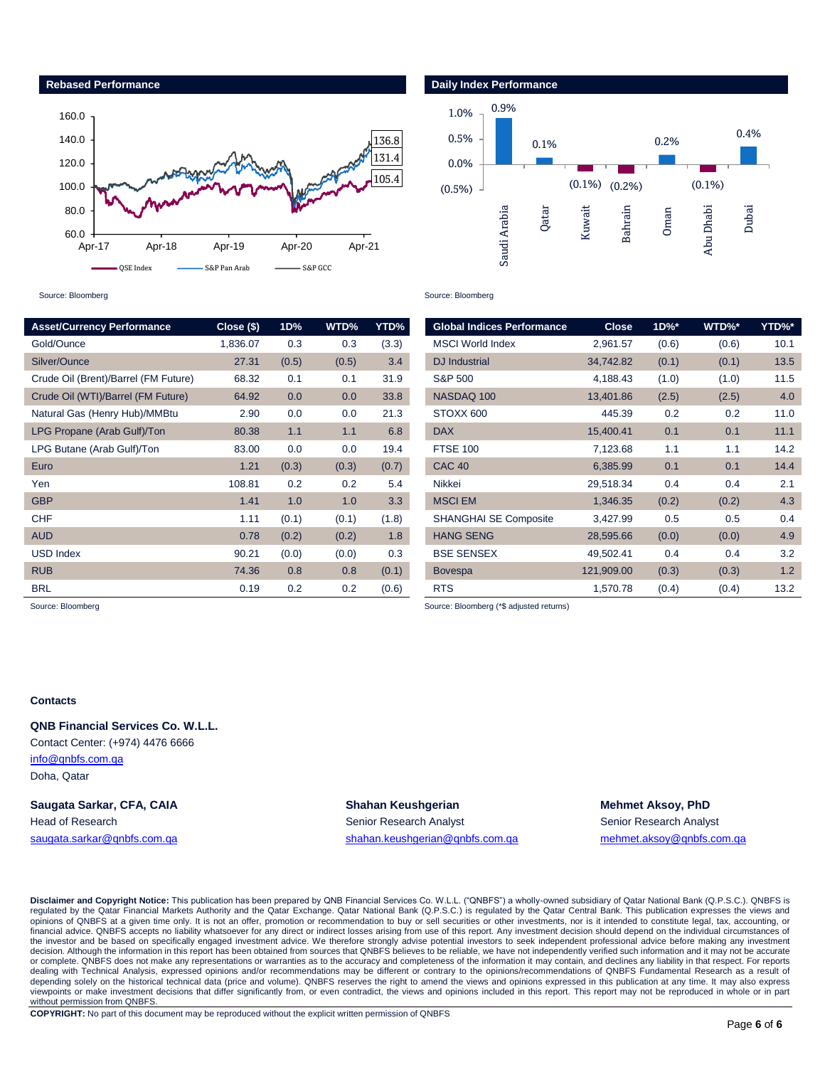**Rebased Performance**

160.0
140.0
120.0
100.0
80.0
60.0

Apr-17 Apr-18 Apr-19 Apr-20 Apr-21

136.8
131.4
105.4

QSE Index — S&P Pan Arab — S&P GCC

Source: Bloomberg

**Daily Index Performance**

1.0%
0.5%
0.0%
(0.5%)

0.9% 0.1% (0.1%) (0.2%) 0.2% (0.1%) 0.4%

Saudi Arabia Qatar Kuwait Bahrain Oman Abu Dhabi Dubai

Source: Bloomberg

| Asset/Currency Performance | Close ($) | 1D% | WTD% | YTD% |
|---|---|---|---|---|
| Gold/Ounce | 1,836.07 | 0.3 | 0.3 | (3.3) |
| Silver/Ounce | 27.31 | (0.5) | (0.5) | 3.4 |
| Crude Oil (Brent)/Barrel (FM Future) | 68.32 | 0.1 | 0.1 | 31.9 |
| Crude Oil (WTI)/Barrel (FM Future) | 64.92 | 0.0 | 0.0 | 33.8 |
| Natural Gas (Henry Hub)/MMBtu | 2.90 | 0.0 | 0.0 | 21.3 |
| LPG Propane (Arab Gulf)/Ton | 80.38 | 1.1 | 1.1 | 6.8 |
| LPG Butane (Arab Gulf)/Ton | 83.00 | 0.0 | 0.0 | 19.4 |
| Euro | 1.21 | (0.3) | (0.3) | (0.7) |
| Yen | 108.81 | 0.2 | 0.2 | 5.4 |
| GBP | 1.41 | 1.0 | 1.0 | 3.3 |
| CHF | 1.11 | (0.1) | (0.1) | (1.8) |
| AUD | 0.78 | (0.2) | (0.2) | 1.8 |
| USD Index | 90.21 | (0.0) | (0.0) | 0.3 |
| RUB | 74.36 | 0.8 | 0.8 | (0.1) |
| BRL | 0.19 | 0.2 | 0.2 | (0.6) |

Source: Bloomberg

| Global Indices Performance | Close | 1D%* | WTD%* | YTD%* |
|---|---|---|---|---|
| MSCI World Index | 2,961.57 | (0.6) | (0.6) | 10.1 |
| DJ Industrial | 34,742.82 | (0.1) | (0.1) | 13.5 |
| S&P 500 | 4,188.43 | (1.0) | (1.0) | 11.5 |
| NASDAQ 100 | 13,401.86 | (2.5) | (2.5) | 4.0 |
| STOXX 600 | 445.39 | 0.2 | 0.2 | 11.0 |
| DAX | 15,400.41 | 0.1 | 0.1 | 11.1 |
| FTSE 100 | 7,123.68 | 1.1 | 1.1 | 14.2 |
| CAC 40 | 6,385.99 | 0.1 | 0.1 | 14.4 |
| Nikkei | 29,518.34 | 0.4 | 0.4 | 2.1 |
| MSCI EM | 1,346.35 | (0.2) | (0.2) | 4.3 |
| SHANGHAI SE Composite | 3,427.99 | 0.5 | 0.5 | 0.4 |
| HANG SENG | 28,595.66 | (0.0) | (0.0) | 4.9 |
| BSE SENSEX | 49,502.41 | 0.4 | 0.4 | 3.2 |
| Bovespa | 121,909.00 | (0.3) | (0.3) | 1.2 |
| RTS | 1,570.78 | (0.4) | (0.4) | 13.2 |

Source: Bloomberg (*$ adjusted returns)

**Contacts**

**QNB Financial Services Co. W.L.L.**
Contact Center: (+974) 4476 6666
info@qnbfs.com.qa
Doha, Qatar

**Saugata Sarkar, CFA, CAIA**
Head of Research
saugata.sarkar@qnbfs.com.qa

**Shahan Keushgerian**
Senior Research Analyst
shahan.keushgerian@qnbfs.com.qa

**Mehmet Aksoy, PhD**
Senior Research Analyst
mehmet.aksoy@qnbfs.com.qa

**Disclaimer and Copyright Notice:** This publication has been prepared by QNB Financial Services Co. W.L.L. ("QNBFS") a wholly-owned subsidiary of Qatar National Bank (Q.P.S.C.). QNBFS is regulated by the Qatar Financial Markets Authority and the Qatar Exchange. Qatar National Bank (Q.P.S.C.) is regulated by the Qatar Central Bank. This publication expresses the views and opinions of QNBFS at a given time only. It is not an offer, promotion or recommendation to buy or sell securities or other investments, nor is it intended to constitute legal, tax, accounting, or financial advice. QNBFS accepts no liability whatsoever for any direct or indirect losses arising from use of this report. Any investment decision should depend on the individual circumstances of the investor and be based on specifically engaged investment advice. We therefore strongly advise potential investors to seek independent professional advice before making any investment decision. Although the information in this report has been obtained from sources that QNBFS believes to be reliable, we have not independently verified such information and it may not be accurate or complete. QNBFS does not make any representations or warranties as to the accuracy and completeness of the information it may contain, and declines any liability in that respect. For reports dealing with Technical Analysis, expressed opinions and/or recommendations may be different or contrary to the opinions/recommendations of QNBFS Fundamental Research as a result of depending solely on the historical technical data (price and volume). QNBFS reserves the right to amend the views and opinions expressed in this publication at any time. It may also express viewpoints or make investment decisions that differ significantly from, or even contradict, the views and opinions included in this report. This report may not be reproduced in whole or in part without permission from QNBFS.

**COPYRIGHT:** No part of this document may be reproduced without the explicit written permission of QNBFS